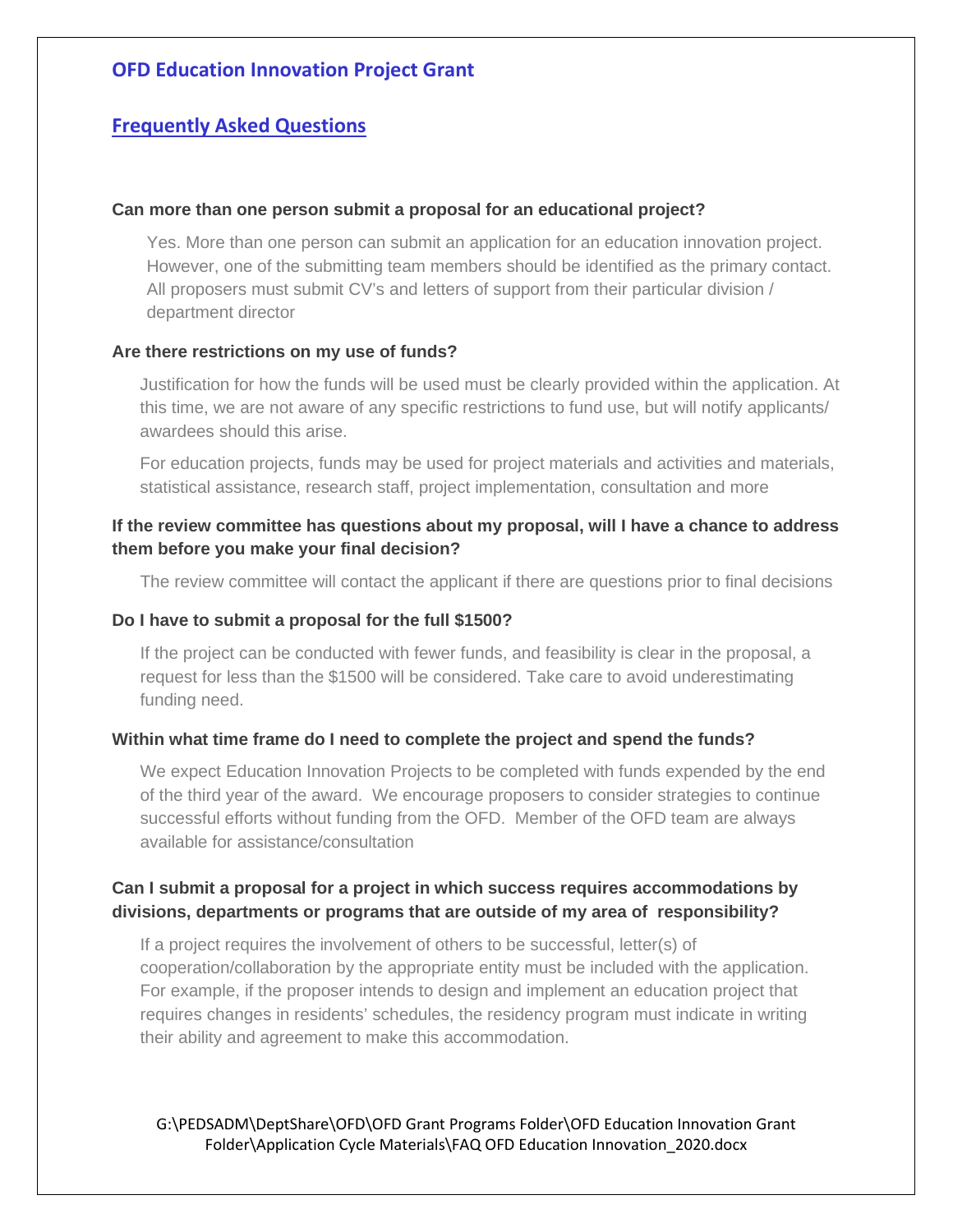# OFD Education Innovation Project Grant

## Frequently Asked Questions

**Can more than one person submit a proposal for an educational project?**

Yes. More than one person can submit an application for an education innovation project. However, one of the submitting team members should be identified as the primary contact. All proposers must submit CV's and letters of support from their particular division / department director

**Are there restrictions on my use of funds?**

Justification for how the funds will be used must be clearly provided within the application. At this time, we are not aware of any specific restrictions to fund use, but will notify applicants/ awardees should this arise.

For education projects, funds may be used for project materials and activities and materials, statistical assistance, research staff, project implementation, consultation and more

**If the review committee has questions about my proposal, will I have a chance to address them before you make your final decision?**

The review committee will contact the applicant if there are questions prior to final decisions

**Do I have to submit a proposal for the full $1500?**

If the project can be conducted with fewer funds, and feasibility is clear in the proposal, a request for less than the $1500 will be considered. Take care to avoid underestimating funding need.

**Within what time frame do I need to complete the project and spend the funds?**

We expect Education Innovation Projects to be completed with funds expended by the end of the third year of the award. We encourage proposers to consider strategies to continue successful efforts without funding from the OFD. Member of the OFD team are always available for assistance/consultation

**Can I submit a proposal for a project in which success requires accommodations by divisions, departments or programs that are outside of my area of responsibility?**

If a project requires the involvement of others to be successful, letter(s) of cooperation/collaboration by the appropriate entity must be included with the application. For example, if the proposer intends to design and implement an education project that requires changes in residents' schedules, the residency program must indicate in writing their ability and agreement to make this accommodation.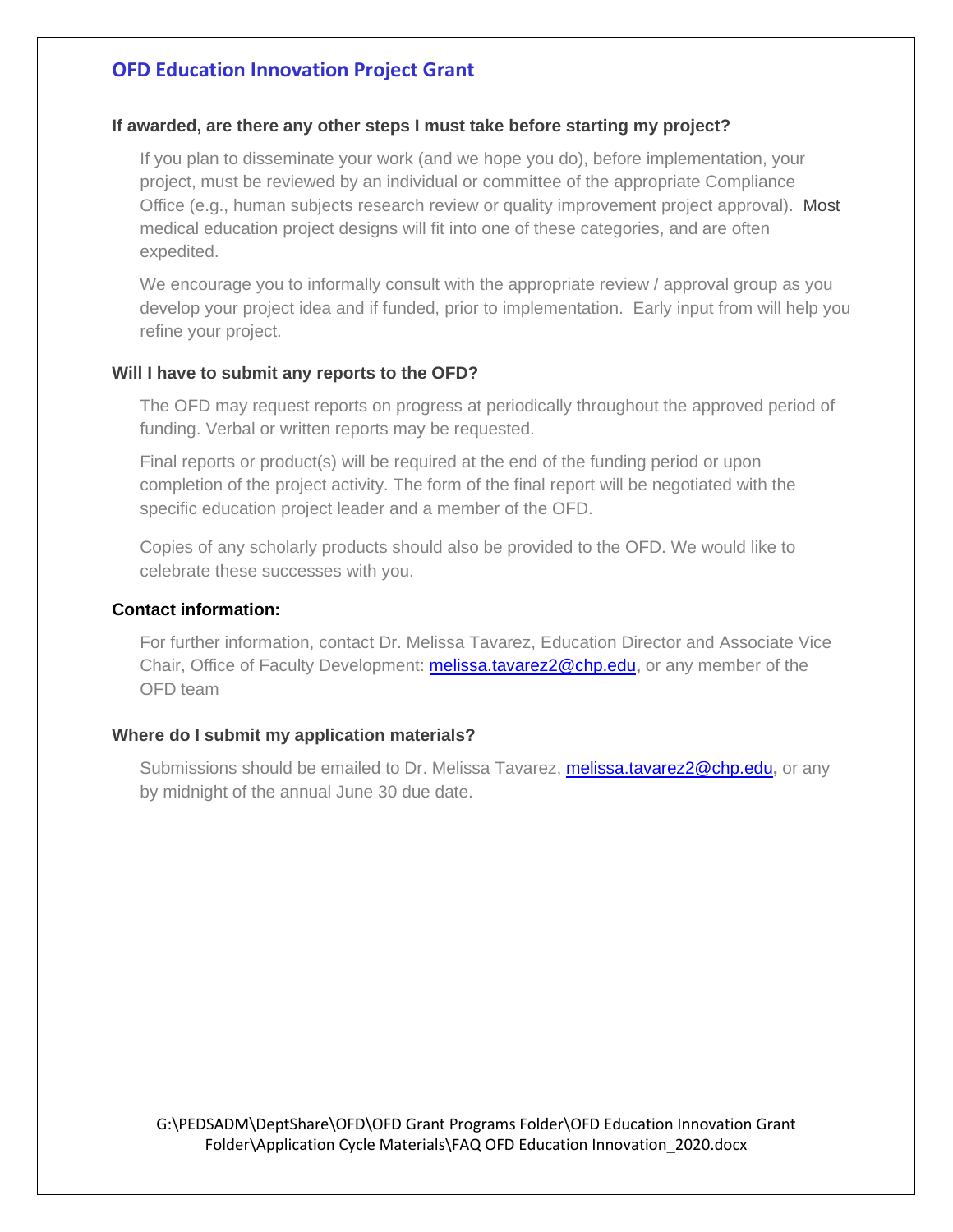## OFD Education Innovation Project Grant

### If awarded, are there any other steps I must take before starting my project?

If you plan to disseminate your work (and we hope you do), before implementation, your project, must be reviewed by an individual or committee of the appropriate Compliance Office (e.g., human subjects research review or quality improvement project approval). Most medical education project designs will fit into one of these categories, and are often expedited.

We encourage you to informally consult with the appropriate review / approval group as you develop your project idea and if funded, prior to implementation. Early input from will help you refine your project.

### Will I have to submit any reports to the OFD?

The OFD may request reports on progress at periodically throughout the approved period of funding. Verbal or written reports may be requested.

Final reports or product(s) will be required at the end of the funding period or upon completion of the project activity. The form of the final report will be negotiated with the specific education project leader and a member of the OFD.

Copies of any scholarly products should also be provided to the OFD. We would like to celebrate these successes with you.

### Contact information:

For further information, contact Dr. Melissa Tavarez, Education Director and Associate Vice Chair, Office of Faculty Development: melissa.tavarez2@chp.edu, or any member of the OFD team

### Where do I submit my application materials?

Submissions should be emailed to Dr. Melissa Tavarez, melissa.tavarez2@chp.edu, or any by midnight of the annual June 30 due date.

G:\PEDSADM\DeptShare\OFD\OFD Grant Programs Folder\OFD Education Innovation Grant Folder\Application Cycle Materials\FAQ OFD Education Innovation_2020.docx